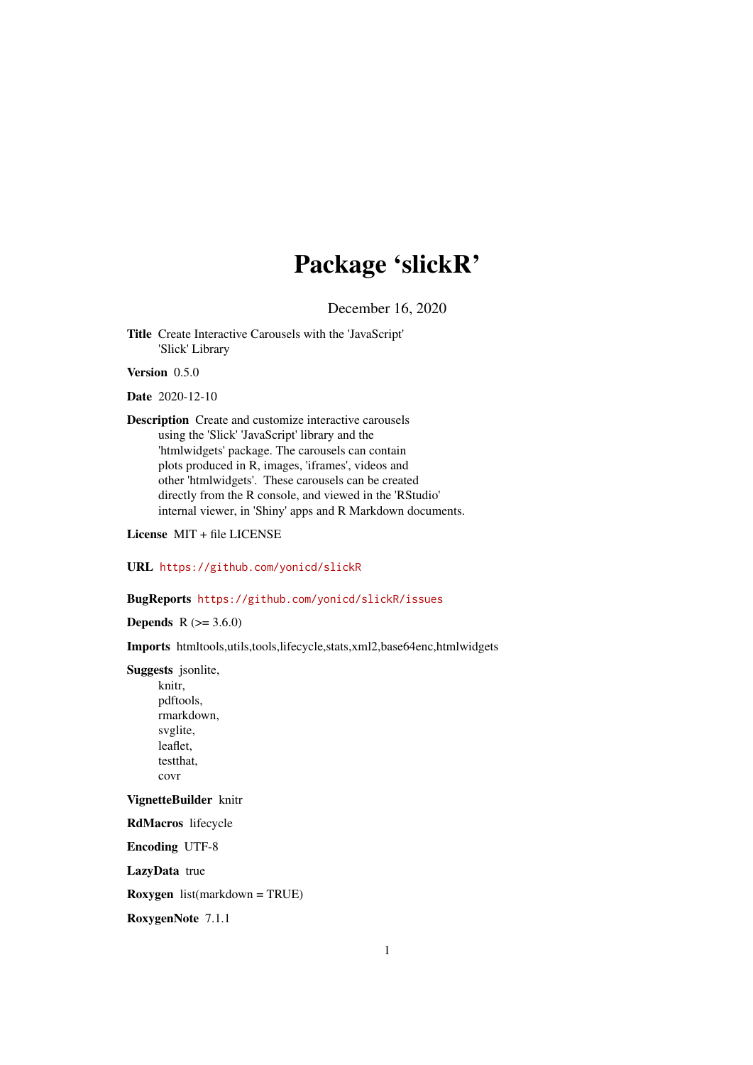# Package 'slickR'

December 16, 2020

**Title** Create Interactive Carousels with the 'JavaScript' 'Slick' Library

**Version** 0.5.0

**Date** 2020-12-10

**Description** Create and customize interactive carousels using the 'Slick' 'JavaScript' library and the 'htmlwidgets' package. The carousels can contain plots produced in R, images, 'iframes', videos and other 'htmlwidgets'. These carousels can be created directly from the R console, and viewed in the 'RStudio' internal viewer, in 'Shiny' apps and R Markdown documents.

**License** MIT + file LICENSE

**URL** https://github.com/yonicd/slickR

**BugReports** https://github.com/yonicd/slickR/issues

**Depends** R (>= 3.6.0)

**Imports** htmltools,utils,tools,lifecycle,stats,xml2,base64enc,htmlwidgets

**Suggests** jsonlite,
knitr,
pdftools,
rmarkdown,
svglite,
leaflet,
testthat,
covr

**VignetteBuilder** knitr

**RdMacros** lifecycle

**Encoding** UTF-8

**LazyData** true

**Roxygen** list(markdown = TRUE)

**RoxygenNote** 7.1.1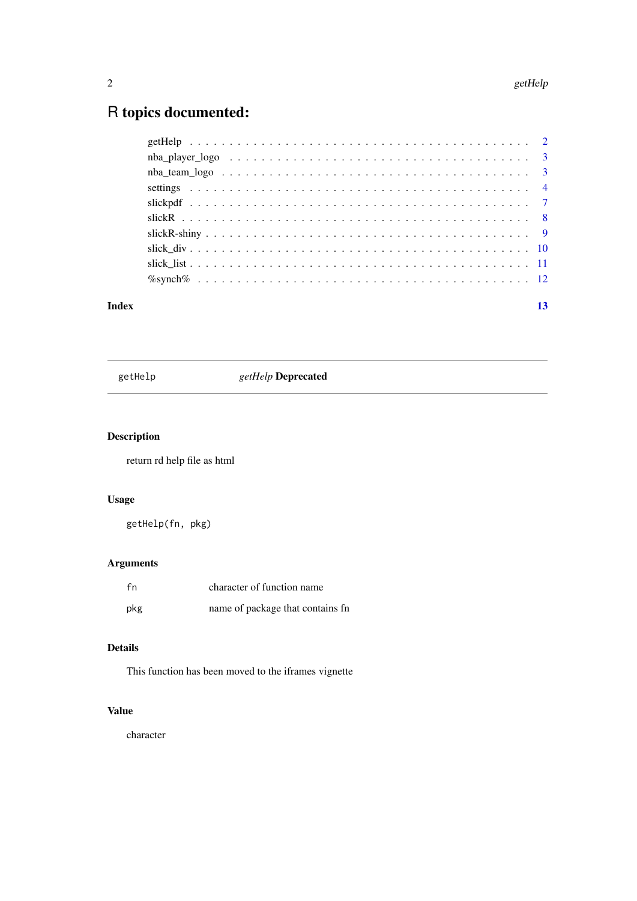# R topics documented:

| | |
|---|---|
| getHelp | 2 |
| nba_player_logo | 3 |
| nba_team_logo | 3 |
| settings | 4 |
| slickpdf | 7 |
| slickR | 8 |
| slickR-shiny | 9 |
| slick_div | 10 |
| slick_list | 11 |
| %synch% | 12 |
| **Index** | **13** |

---

## getHelp — *getHelp* **Deprecated**

### Description

return rd help file as html

### Usage

```
getHelp(fn, pkg)
```

### Arguments

| | |
|---|---|
| fn | character of function name |
| pkg | name of package that contains fn |

### Details

This function has been moved to the iframes vignette

### Value

character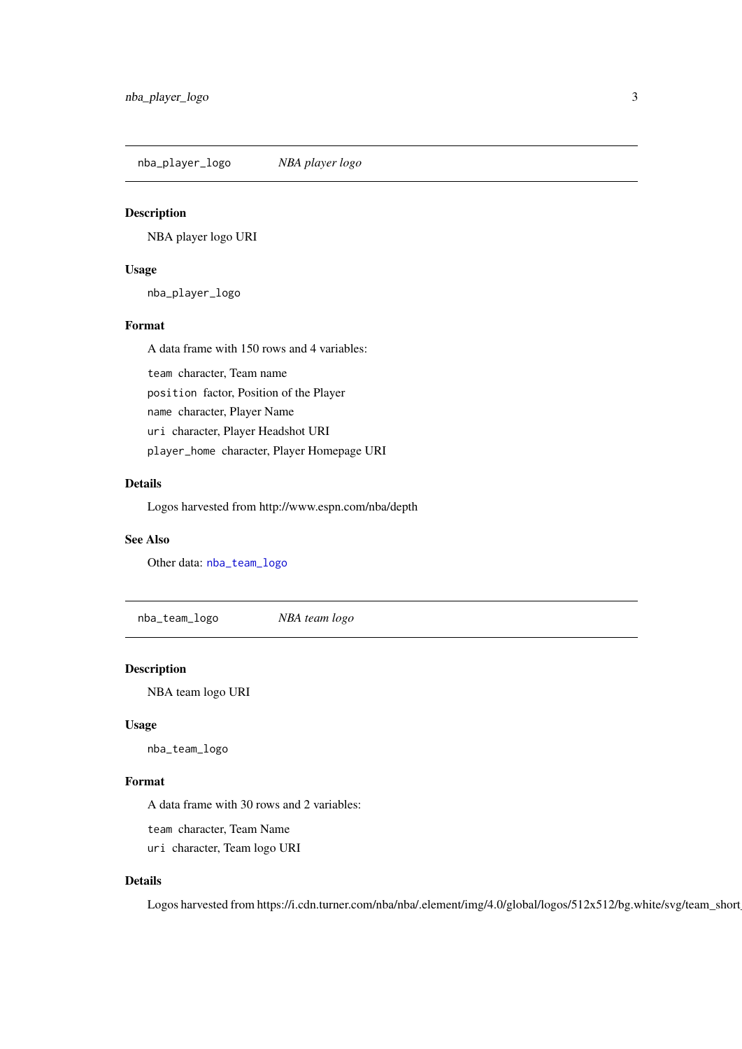## nba_player_logo *NBA player logo*

### Description

NBA player logo URI

### Usage

```
nba_player_logo
```

### Format

A data frame with 150 rows and 4 variables:

- `team` character, Team name
- `position` factor, Position of the Player
- `name` character, Player Name
- `uri` character, Player Headshot URI
- `player_home` character, Player Homepage URI

### Details

Logos harvested from http://www.espn.com/nba/depth

### See Also

Other data: `nba_team_logo`

## nba_team_logo *NBA team logo*

### Description

NBA team logo URI

### Usage

```
nba_team_logo
```

### Format

A data frame with 30 rows and 2 variables:

- `team` character, Team Name
- `uri` character, Team logo URI

### Details

Logos harvested from https://i.cdn.turner.com/nba/nba/.element/img/4.0/global/logos/512x512/bg.white/svg/team_short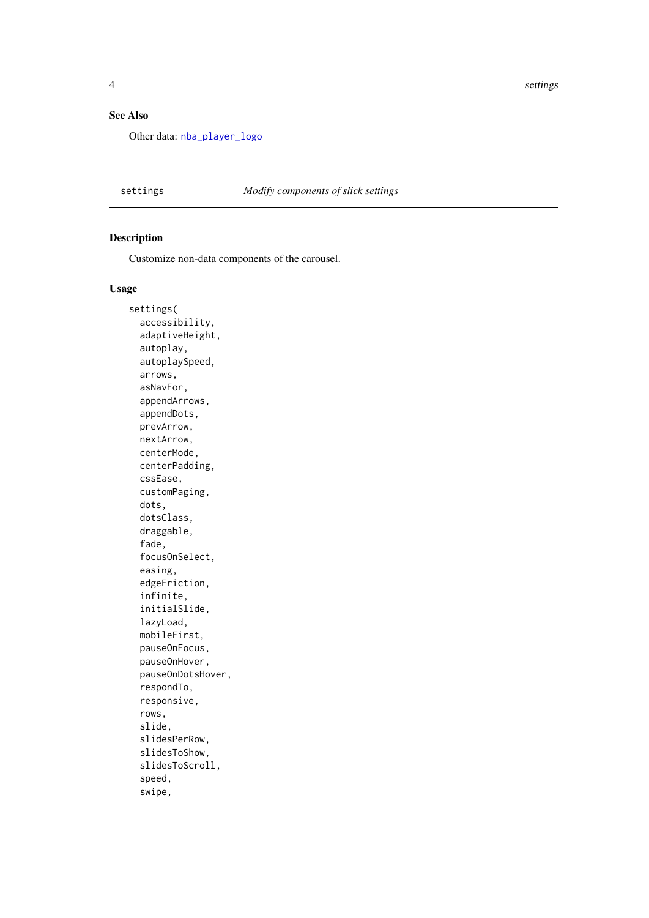### See Also

Other data: nba_player_logo

---

## settings — *Modify components of slick settings*

---

### Description

Customize non-data components of the carousel.

### Usage

```
settings(
  accessibility,
  adaptiveHeight,
  autoplay,
  autoplaySpeed,
  arrows,
  asNavFor,
  appendArrows,
  appendDots,
  prevArrow,
  nextArrow,
  centerMode,
  centerPadding,
  cssEase,
  customPaging,
  dots,
  dotsClass,
  draggable,
  fade,
  focusOnSelect,
  easing,
  edgeFriction,
  infinite,
  initialSlide,
  lazyLoad,
  mobileFirst,
  pauseOnFocus,
  pauseOnHover,
  pauseOnDotsHover,
  respondTo,
  responsive,
  rows,
  slide,
  slidesPerRow,
  slidesToShow,
  slidesToScroll,
  speed,
  swipe,
```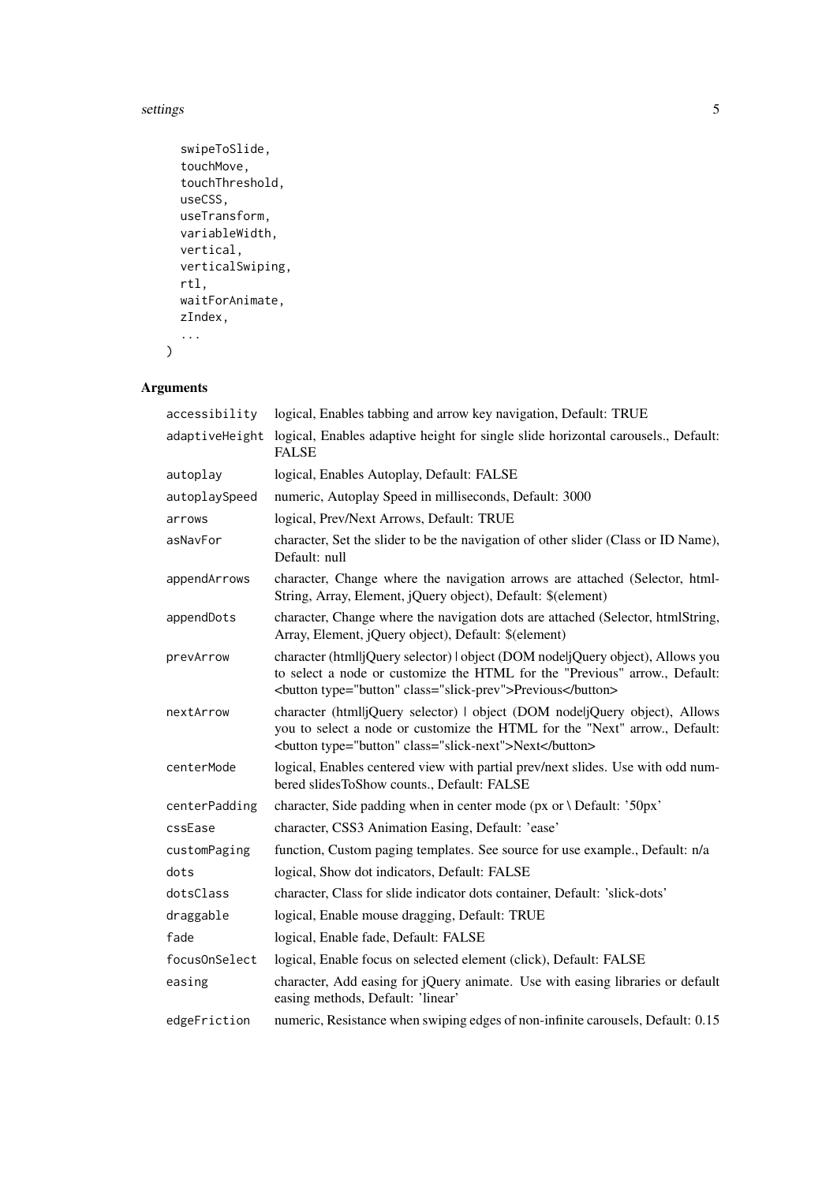```
  swipeToSlide,
  touchMove,
  touchThreshold,
  useCSS,
  useTransform,
  variableWidth,
  vertical,
  verticalSwiping,
  rtl,
  waitForAnimate,
  zIndex,
  ...
)
```

## Arguments

| | |
|---|---|
| `accessibility` | logical, Enables tabbing and arrow key navigation, Default: TRUE |
| `adaptiveHeight` | logical, Enables adaptive height for single slide horizontal carousels., Default: FALSE |
| `autoplay` | logical, Enables Autoplay, Default: FALSE |
| `autoplaySpeed` | numeric, Autoplay Speed in milliseconds, Default: 3000 |
| `arrows` | logical, Prev/Next Arrows, Default: TRUE |
| `asNavFor` | character, Set the slider to be the navigation of other slider (Class or ID Name), Default: null |
| `appendArrows` | character, Change where the navigation arrows are attached (Selector, htmlString, Array, Element, jQuery object), Default: $(element) |
| `appendDots` | character, Change where the navigation dots are attached (Selector, htmlString, Array, Element, jQuery object), Default: $(element) |
| `prevArrow` | character (html\|jQuery selector) \| object (DOM node\|jQuery object), Allows you to select a node or customize the HTML for the "Previous" arrow., Default: <button type="button" class="slick-prev">Previous</button> |
| `nextArrow` | character (html\|jQuery selector) \| object (DOM node\|jQuery object), Allows you to select a node or customize the HTML for the "Next" arrow., Default: <button type="button" class="slick-next">Next</button> |
| `centerMode` | logical, Enables centered view with partial prev/next slides. Use with odd numbered slidesToShow counts., Default: FALSE |
| `centerPadding` | character, Side padding when in center mode (px or \ Default: '50px' |
| `cssEase` | character, CSS3 Animation Easing, Default: 'ease' |
| `customPaging` | function, Custom paging templates. See source for use example., Default: n/a |
| `dots` | logical, Show dot indicators, Default: FALSE |
| `dotsClass` | character, Class for slide indicator dots container, Default: 'slick-dots' |
| `draggable` | logical, Enable mouse dragging, Default: TRUE |
| `fade` | logical, Enable fade, Default: FALSE |
| `focusOnSelect` | logical, Enable focus on selected element (click), Default: FALSE |
| `easing` | character, Add easing for jQuery animate. Use with easing libraries or default easing methods, Default: 'linear' |
| `edgeFriction` | numeric, Resistance when swiping edges of non-infinite carousels, Default: 0.15 |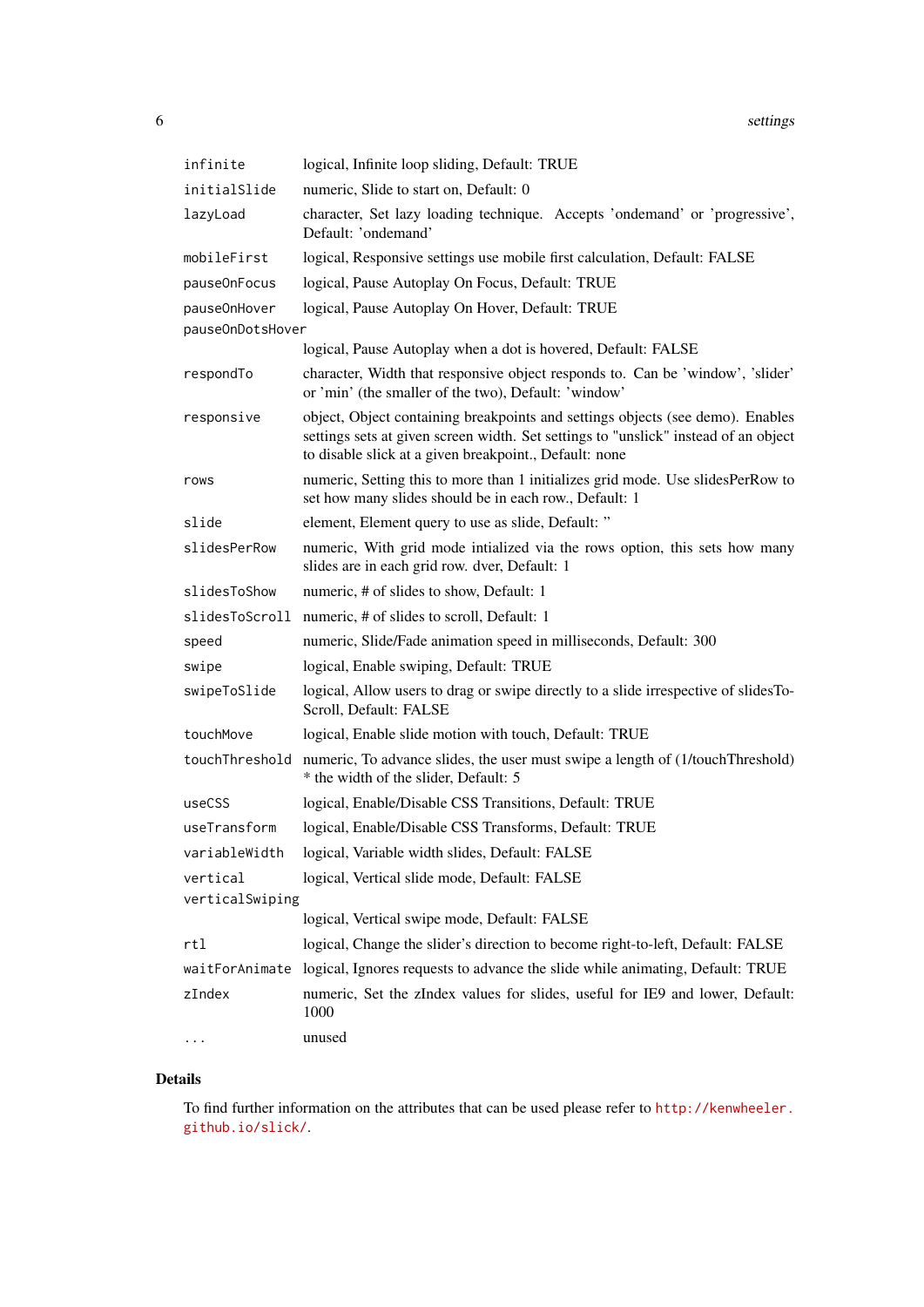| | |
|---|---|
| `infinite` | logical, Infinite loop sliding, Default: TRUE |
| `initialSlide` | numeric, Slide to start on, Default: 0 |
| `lazyLoad` | character, Set lazy loading technique. Accepts 'ondemand' or 'progressive', Default: 'ondemand' |
| `mobileFirst` | logical, Responsive settings use mobile first calculation, Default: FALSE |
| `pauseOnFocus` | logical, Pause Autoplay On Focus, Default: TRUE |
| `pauseOnHover` | logical, Pause Autoplay On Hover, Default: TRUE |
| `pauseOnDotsHover` | logical, Pause Autoplay when a dot is hovered, Default: FALSE |
| `respondTo` | character, Width that responsive object responds to. Can be 'window', 'slider' or 'min' (the smaller of the two), Default: 'window' |
| `responsive` | object, Object containing breakpoints and settings objects (see demo). Enables settings sets at given screen width. Set settings to "unslick" instead of an object to disable slick at a given breakpoint., Default: none |
| `rows` | numeric, Setting this to more than 1 initializes grid mode. Use slidesPerRow to set how many slides should be in each row., Default: 1 |
| `slide` | element, Element query to use as slide, Default: '' |
| `slidesPerRow` | numeric, With grid mode intialized via the rows option, this sets how many slides are in each grid row. dver, Default: 1 |
| `slidesToShow` | numeric, # of slides to show, Default: 1 |
| `slidesToScroll` | numeric, # of slides to scroll, Default: 1 |
| `speed` | numeric, Slide/Fade animation speed in milliseconds, Default: 300 |
| `swipe` | logical, Enable swiping, Default: TRUE |
| `swipeToSlide` | logical, Allow users to drag or swipe directly to a slide irrespective of slidesToScroll, Default: FALSE |
| `touchMove` | logical, Enable slide motion with touch, Default: TRUE |
| `touchThreshold` | numeric, To advance slides, the user must swipe a length of (1/touchThreshold) * the width of the slider, Default: 5 |
| `useCSS` | logical, Enable/Disable CSS Transitions, Default: TRUE |
| `useTransform` | logical, Enable/Disable CSS Transforms, Default: TRUE |
| `variableWidth` | logical, Variable width slides, Default: FALSE |
| `vertical` | logical, Vertical slide mode, Default: FALSE |
| `verticalSwiping` | logical, Vertical swipe mode, Default: FALSE |
| `rtl` | logical, Change the slider's direction to become right-to-left, Default: FALSE |
| `waitForAnimate` | logical, Ignores requests to advance the slide while animating, Default: TRUE |
| `zIndex` | numeric, Set the zIndex values for slides, useful for IE9 and lower, Default: 1000 |
| `...` | unused |

## Details

To find further information on the attributes that can be used please refer to http://kenwheeler.github.io/slick/.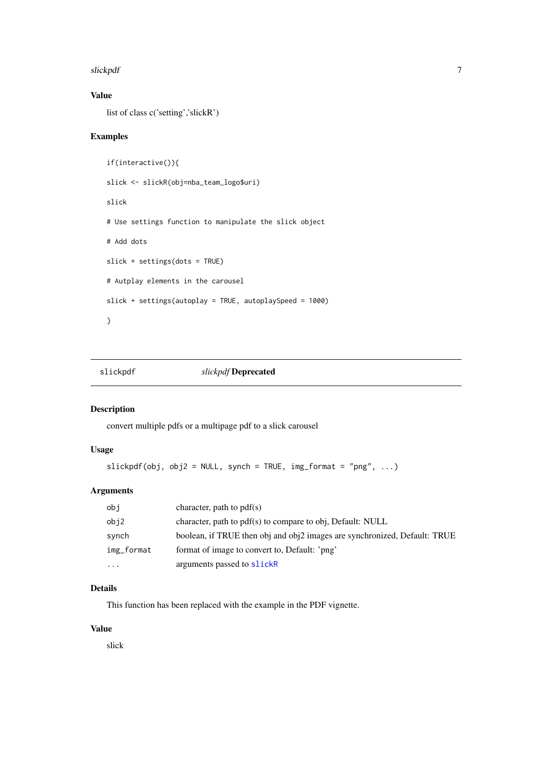### Value

list of class c('setting','slickR')

### Examples

```
if(interactive()){

slick <- slickR(obj=nba_team_logo$uri)

slick

# Use settings function to manipulate the slick object

# Add dots

slick + settings(dots = TRUE)

# Autplay elements in the carousel

slick + settings(autoplay = TRUE, autoplaySpeed = 1000)

}
```

---

## slickpdf — *slickpdf* **Deprecated**

### Description

convert multiple pdfs or a multipage pdf to a slick carousel

### Usage

```
slickpdf(obj, obj2 = NULL, synch = TRUE, img_format = "png", ...)
```

### Arguments

| | |
|---|---|
| `obj` | character, path to pdf(s) |
| `obj2` | character, path to pdf(s) to compare to obj, Default: NULL |
| `synch` | boolean, if TRUE then obj and obj2 images are synchronized, Default: TRUE |
| `img_format` | format of image to convert to, Default: 'png' |
| `...` | arguments passed to `slickR` |

### Details

This function has been replaced with the example in the PDF vignette.

### Value

slick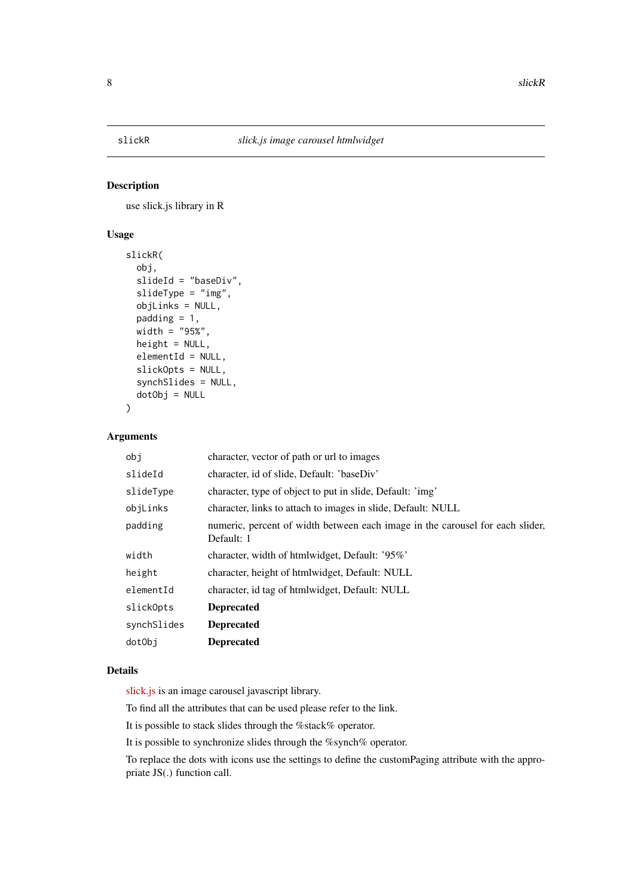## slickR — *slick.js image carousel htmlwidget*

### Description

use slick.js library in R

### Usage

```
slickR(
  obj,
  slideId = "baseDiv",
  slideType = "img",
  objLinks = NULL,
  padding = 1,
  width = "95%",
  height = NULL,
  elementId = NULL,
  slickOpts = NULL,
  synchSlides = NULL,
  dotObj = NULL
)
```

### Arguments

| Argument | Description |
|---|---|
| `obj` | character, vector of path or url to images |
| `slideId` | character, id of slide, Default: 'baseDiv' |
| `slideType` | character, type of object to put in slide, Default: 'img' |
| `objLinks` | character, links to attach to images in slide, Default: NULL |
| `padding` | numeric, percent of width between each image in the carousel for each slider, Default: 1 |
| `width` | character, width of htmlwidget, Default: '95%' |
| `height` | character, height of htmlwidget, Default: NULL |
| `elementId` | character, id tag of htmlwidget, Default: NULL |
| `slickOpts` | **Deprecated** |
| `synchSlides` | **Deprecated** |
| `dotObj` | **Deprecated** |

### Details

slick.js is an image carousel javascript library.

To find all the attributes that can be used please refer to the link.

It is possible to stack slides through the %stack% operator.

It is possible to synchronize slides through the %synch% operator.

To replace the dots with icons use the settings to define the customPaging attribute with the appropriate JS(.) function call.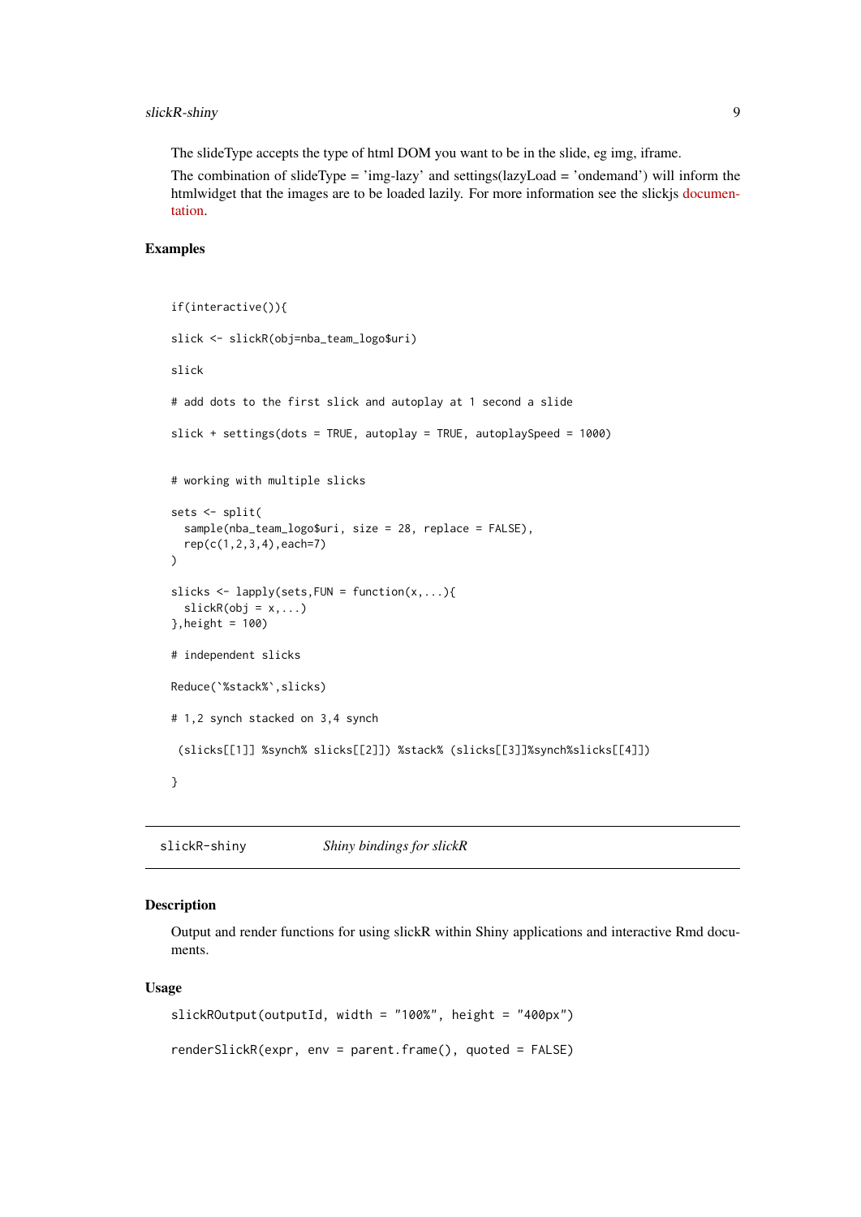The slideType accepts the type of html DOM you want to be in the slide, eg img, iframe.

The combination of slideType = 'img-lazy' and settings(lazyLoad = 'ondemand') will inform the htmlwidget that the images are to be loaded lazily. For more information see the slickjs documentation.

## Examples

```
if(interactive()){

slick <- slickR(obj=nba_team_logo$uri)

slick

# add dots to the first slick and autoplay at 1 second a slide

slick + settings(dots = TRUE, autoplay = TRUE, autoplaySpeed = 1000)


# working with multiple slicks

sets <- split(
  sample(nba_team_logo$uri, size = 28, replace = FALSE),
  rep(c(1,2,3,4),each=7)
)

slicks <- lapply(sets,FUN = function(x,...){
  slickR(obj = x,...)
},height = 100)

# independent slicks

Reduce(`%stack%`,slicks)

# 1,2 synch stacked on 3,4 synch

 (slicks[[1]] %synch% slicks[[2]]) %stack% (slicks[[3]]%synch%slicks[[4]])

}
```

---

`slickR-shiny` *Shiny bindings for slickR*

---

## Description

Output and render functions for using slickR within Shiny applications and interactive Rmd documents.

## Usage

```
slickROutput(outputId, width = "100%", height = "400px")

renderSlickR(expr, env = parent.frame(), quoted = FALSE)
```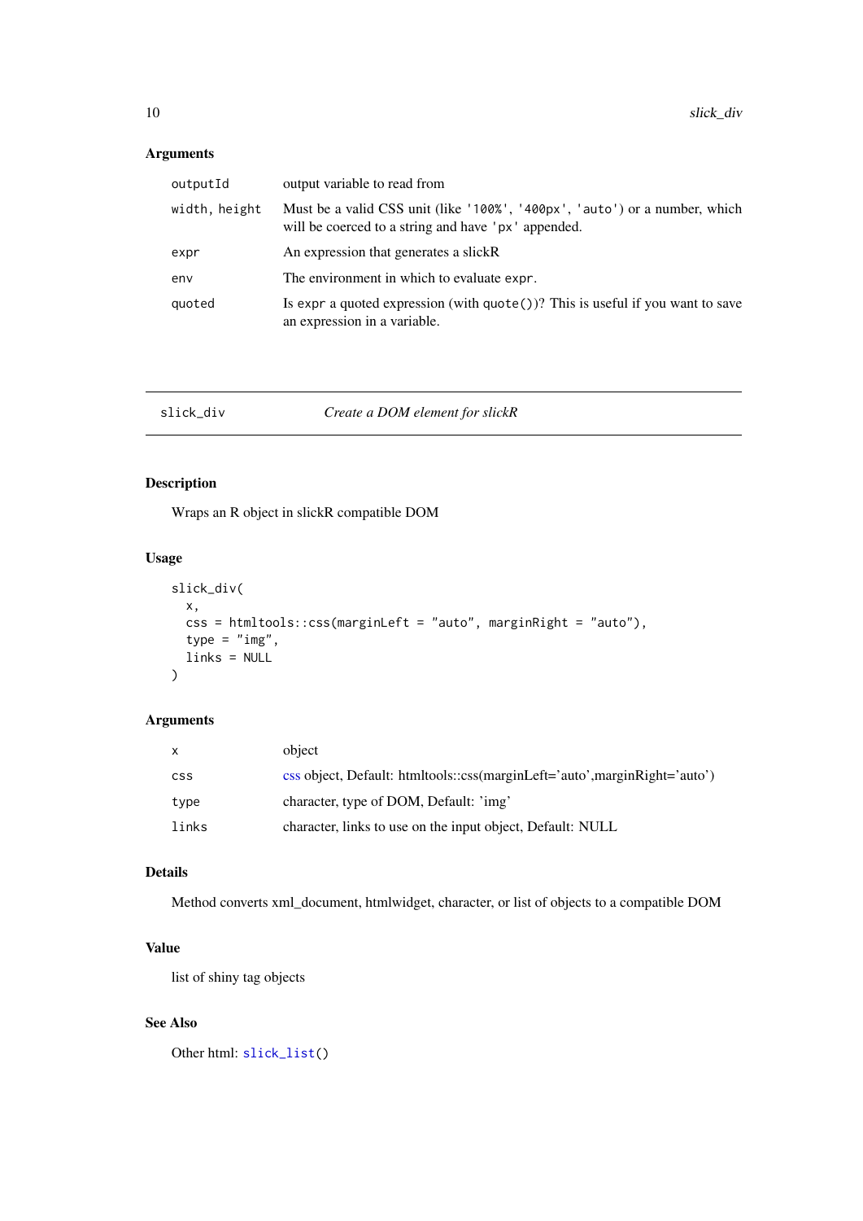### Arguments

| | |
|---|---|
| `outputId` | output variable to read from |
| `width, height` | Must be a valid CSS unit (like `'100%'`, `'400px'`, `'auto'`) or a number, which will be coerced to a string and have `'px'` appended. |
| `expr` | An expression that generates a slickR |
| `env` | The environment in which to evaluate `expr`. |
| `quoted` | Is `expr` a quoted expression (with `quote()`)? This is useful if you want to save an expression in a variable. |

---

`slick_div` *Create a DOM element for slickR*

---

### Description

Wraps an R object in slickR compatible DOM

### Usage

```
slick_div(
  x,
  css = htmltools::css(marginLeft = "auto", marginRight = "auto"),
  type = "img",
  links = NULL
)
```

### Arguments

| | |
|---|---|
| `x` | object |
| `css` | css object, Default: htmltools::css(marginLeft='auto',marginRight='auto') |
| `type` | character, type of DOM, Default: 'img' |
| `links` | character, links to use on the input object, Default: NULL |

### Details

Method converts xml_document, htmlwidget, character, or list of objects to a compatible DOM

### Value

list of shiny tag objects

### See Also

Other html: `slick_list()`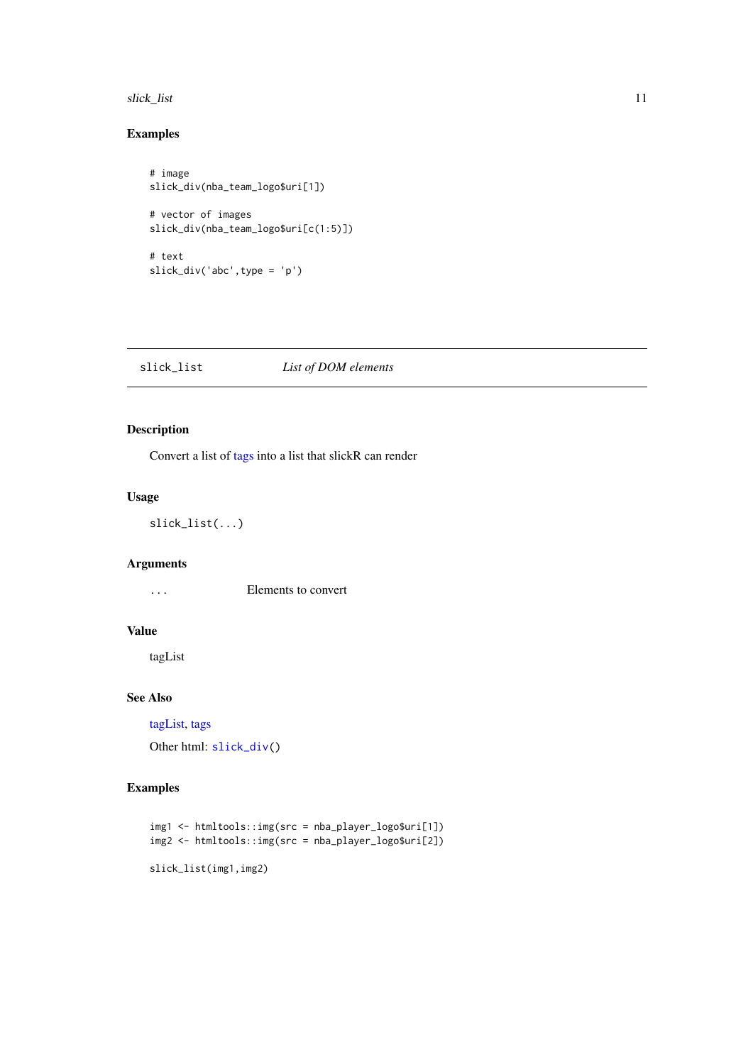### Examples

```
# image
slick_div(nba_team_logo$uri[1])

# vector of images
slick_div(nba_team_logo$uri[c(1:5)])

# text
slick_div('abc',type = 'p')
```

## slick_list    *List of DOM elements*

### Description

Convert a list of tags into a list that slickR can render

### Usage

```
slick_list(...)
```

### Arguments

`...`    Elements to convert

### Value

tagList

### See Also

tagList, tags

Other html: `slick_div()`

### Examples

```
img1 <- htmltools::img(src = nba_player_logo$uri[1])
img2 <- htmltools::img(src = nba_player_logo$uri[2])

slick_list(img1,img2)
```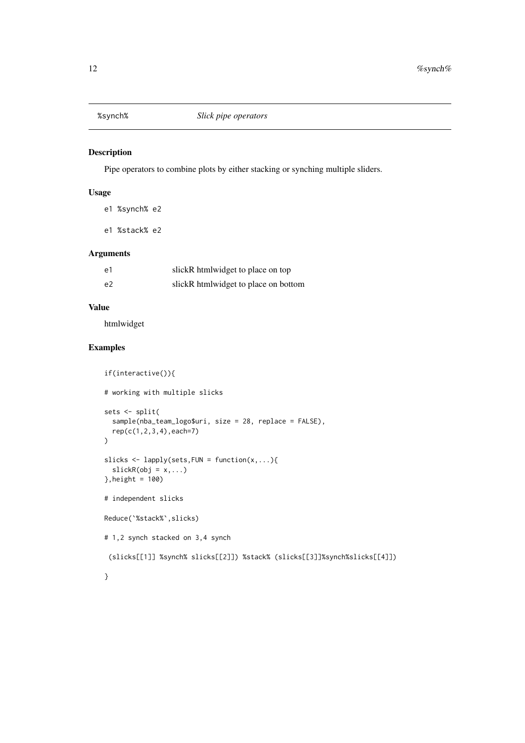## %synch% *Slick pipe operators*

### Description

Pipe operators to combine plots by either stacking or synching multiple sliders.

### Usage

```
e1 %synch% e2

e1 %stack% e2
```

### Arguments

| | |
|---|---|
| e1 | slickR htmlwidget to place on top |
| e2 | slickR htmlwidget to place on bottom |

### Value

htmlwidget

### Examples

```
if(interactive()){

# working with multiple slicks

sets <- split(
  sample(nba_team_logo$uri, size = 28, replace = FALSE),
  rep(c(1,2,3,4),each=7)
)

slicks <- lapply(sets,FUN = function(x,...){
  slickR(obj = x,...)
},height = 100)

# independent slicks

Reduce(`%stack%`,slicks)

# 1,2 synch stacked on 3,4 synch

 (slicks[[1]] %synch% slicks[[2]]) %stack% (slicks[[3]]%synch%slicks[[4]])

}
```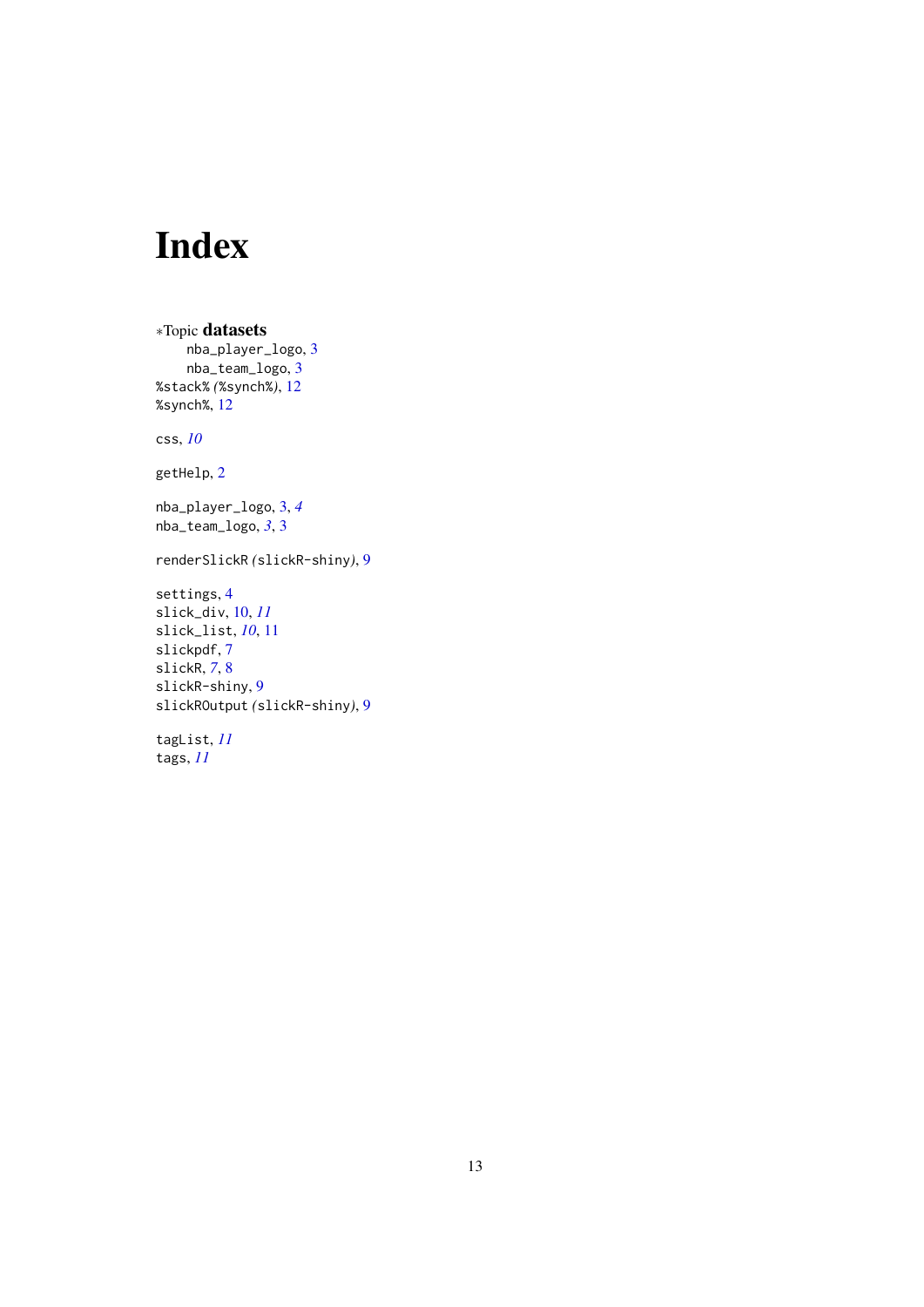# Index

∗Topic **datasets**

- nba_player_logo, 3
- nba_team_logo, 3

%stack% (%synch%), 12
%synch%, 12

css, *10*

getHelp, 2

nba_player_logo, 3, *4*
nba_team_logo, *3*, 3

renderSlickR (slickR-shiny), 9

settings, 4
slick_div, 10, *11*
slick_list, *10*, 11
slickpdf, 7
slickR, *7*, 8
slickR-shiny, 9
slickROutput (slickR-shiny), 9

tagList, *11*
tags, *11*